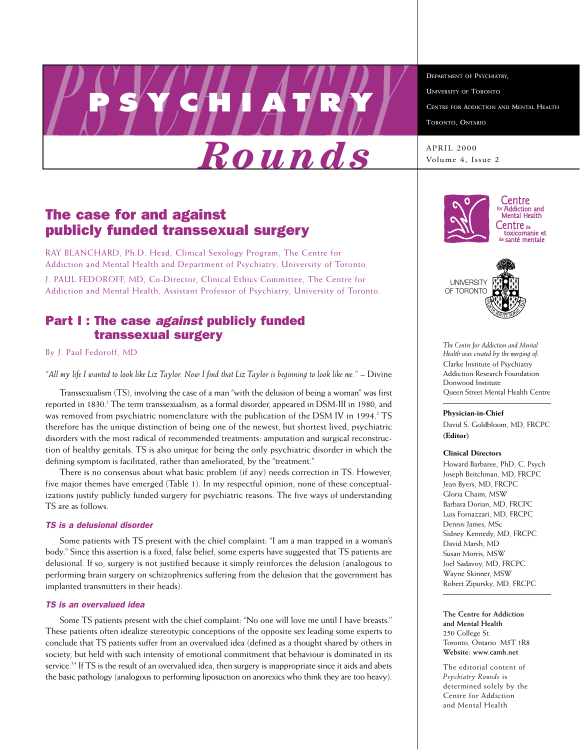# PSYCHIATRY *Rounds*

Department of Psychiatry,
University of Toronto
Centre for Addiction and Mental Health
Toronto, Ontario

APRIL 2000
Volume 4, Issue 2

## The case for and against publicly funded transsexual surgery

RAY BLANCHARD, Ph.D. Head, Clinical Sexology Program, The Centre for Addiction and Mental Health and Department of Psychiatry, University of Toronto

J. PAUL FEDOROFF, MD, Co-Director, Clinical Ethics Committee, The Centre for Addiction and Mental Health, Assistant Professor of Psychiatry, University of Toronto.

## Part I : The case *against* publicly funded transsexual surgery

By J. Paul Fedoroff, MD

*"All my life I wanted to look like Liz Taylor. Now I find that Liz Taylor is beginning to look like me."* – Divine

Transsexualism (TS), involving the case of a man "with the delusion of being a woman" was first reported in 1830.[1] The term transsexualism, as a formal disorder, appeared in DSM-III in 1980, and was removed from psychiatric nomenclature with the publication of the DSM IV in 1994.[2] TS therefore has the unique distinction of being one of the newest, but shortest lived, psychiatric disorders with the most radical of recommended treatments: amputation and surgical reconstruction of healthy genitals. TS is also unique for being the only psychiatric disorder in which the defining symptom is facilitated, rather than ameliorated, by the "treatment."

There is no consensus about what basic problem (if any) needs correction in TS. However, five major themes have emerged (Table 1). In my respectful opinion, none of these conceptualizations justify publicly funded surgery for psychiatric reasons. The five ways of understanding TS are as follows.

### *TS is a delusional disorder*

Some patients with TS present with the chief complaint: "I am a man trapped in a woman's body." Since this assertion is a fixed, false belief, some experts have suggested that TS patients are delusional. If so, surgery is not justified because it simply reinforces the delusion (analogous to performing brain surgery on schizophrenics suffering from the delusion that the government has implanted transmitters in their heads).

### *TS is an overvalued idea*

Some TS patients present with the chief complaint: "No one will love me until I have breasts." These patients often idealize stereotypic conceptions of the opposite sex leading some experts to conclude that TS patients suffer from an overvalued idea (defined as a thought shared by others in society, but held with such intensity of emotional commitment that behaviour is dominated in its service.[3,4] If TS is the result of an overvalued idea, then surgery is inappropriate since it aids and abets the basic pathology (analogous to performing liposuction on anorexics who think they are too heavy).

Centre for Addiction and Mental Health
Centre de toxicomanie et de santé mentale

University of Toronto

*The Centre for Addiction and Mental Health was created by the merging of:*
Clarke Institute of Psychiatry
Addiction Research Foundation
Donwood Institute
Queen Street Mental Health Centre

**Physician-in-Chief**
David S. Goldbloom, MD, FRCPC
**(Editor)**

**Clinical Directors**
Howard Barbaree, PhD, C. Psych
Joseph Beitchman, MD, FRCPC
Jean Byers, MD, FRCPC
Gloria Chaim, MSW
Barbara Dorian, MD, FRCPC
Luis Fornazzari, MD, FRCPC
Dennis James, MSc
Sidney Kennedy, MD, FRCPC
David Marsh, MD
Susan Morris, MSW
Joel Sadavoy, MD, FRCPC
Wayne Skinner, MSW
Robert Zipursky, MD, FRCPC

**The Centre for Addiction and Mental Health**
250 College St.
Toronto, Ontario M5T 1R8
**Website: www.camh.net**

The editorial content of *Psychiatry Rounds* is determined solely by the Centre for Addiction and Mental Health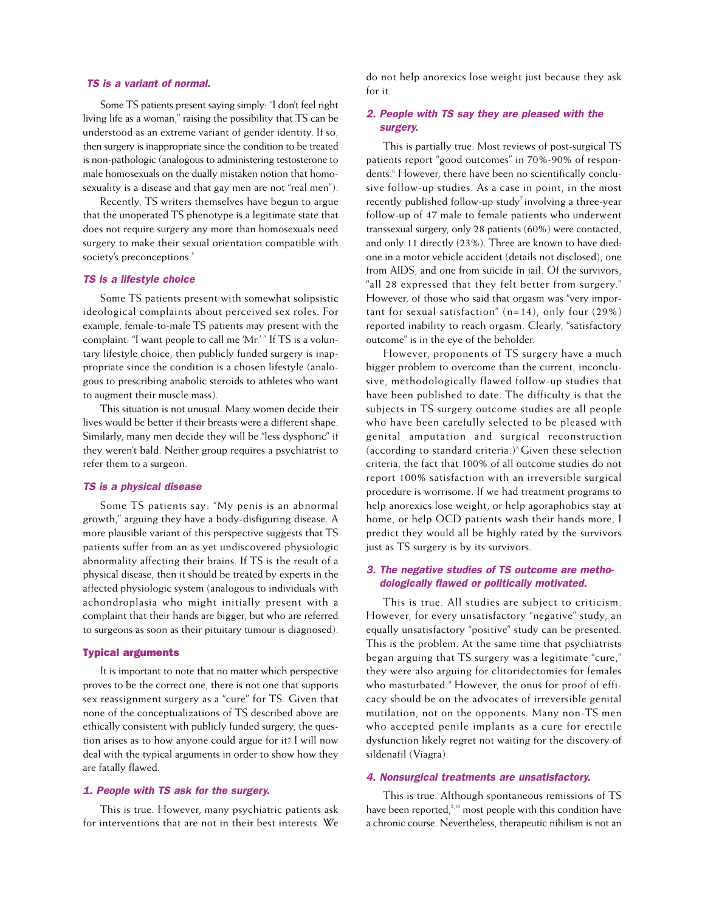### *TS is a variant of normal.*

Some TS patients present saying simply: "I don't feel right living life as a woman," raising the possibility that TS can be understood as an extreme variant of gender identity. If so, then surgery is inappropriate since the condition to be treated is non-pathologic (analogous to administering testosterone to male homosexuals on the dually mistaken notion that homosexuality is a disease and that gay men are not "real men").

Recently, TS writers themselves have begun to argue that the unoperated TS phenotype is a legitimate state that does not require surgery any more than homosexuals need surgery to make their sexual orientation compatible with society's preconceptions.[5]

### *TS is a lifestyle choice*

Some TS patients present with somewhat solipsistic ideological complaints about perceived sex roles. For example, female-to-male TS patients may present with the complaint: "I want people to call me 'Mr.'" If TS is a voluntary lifestyle choice, then publicly funded surgery is inappropriate since the condition is a chosen lifestyle (analogous to prescribing anabolic steroids to athletes who want to augment their muscle mass).

This situation is not unusual. Many women decide their lives would be better if their breasts were a different shape. Similarly, many men decide they will be "less dysphoric" if they weren't bald. Neither group requires a psychiatrist to refer them to a surgeon.

### *TS is a physical disease*

Some TS patients say: "My penis is an abnormal growth," arguing they have a body-disfiguring disease. A more plausible variant of this perspective suggests that TS patients suffer from an as yet undiscovered physiologic abnormality affecting their brains. If TS is the result of a physical disease, then it should be treated by experts in the affected physiologic system (analogous to individuals with achondroplasia who might initially present with a complaint that their hands are bigger, but who are referred to surgeons as soon as their pituitary tumour is diagnosed).

## Typical arguments

It is important to note that no matter which perspective proves to be the correct one, there is not one that supports sex reassignment surgery as a "cure" for TS. Given that none of the conceptualizations of TS described above are ethically consistent with publicly funded surgery, the question arises as to how anyone could argue for it? I will now deal with the typical arguments in order to show how they are fatally flawed.

### *1. People with TS ask for the surgery.*

This is true. However, many psychiatric patients ask for interventions that are not in their best interests. We do not help anorexics lose weight just because they ask for it.

### *2. People with TS say they are pleased with the surgery.*

This is partially true. Most reviews of post-surgical TS patients report "good outcomes" in 70%-90% of respondents.[6] However, there have been no scientifically conclusive follow-up studies. As a case in point, in the most recently published follow-up study[7] involving a three-year follow-up of 47 male to female patients who underwent transsexual surgery, only 28 patients (60%) were contacted, and only 11 directly (23%). Three are known to have died: one in a motor vehicle accident (details not disclosed), one from AIDS, and one from suicide in jail. Of the survivors, "all 28 expressed that they felt better from surgery." However, of those who said that orgasm was "very important for sexual satisfaction" (n=14), only four (29%) reported inability to reach orgasm. Clearly, "satisfactory outcome" is in the eye of the beholder.

However, proponents of TS surgery have a much bigger problem to overcome than the current, inconclusive, methodologically flawed follow-up studies that have been published to date. The difficulty is that the subjects in TS surgery outcome studies are all people who have been carefully selected to be pleased with genital amputation and surgical reconstruction (according to standard criteria.)[8] Given these selection criteria, the fact that 100% of all outcome studies do not report 100% satisfaction with an irreversible surgical procedure is worrisome. If we had treatment programs to help anorexics lose weight, or help agoraphobics stay at home, or help OCD patients wash their hands more, I predict they would all be highly rated by the survivors just as TS surgery is by its survivors.

### *3. The negative studies of TS outcome are methodologically flawed or politically motivated.*

This is true. All studies are subject to criticism. However, for every unsatisfactory "negative" study, an equally unsatisfactory "positive" study can be presented. This is the problem. At the same time that psychiatrists began arguing that TS surgery was a legitimate "cure," they were also arguing for clitoridectomies for females who masturbated.[9] However, the onus for proof of efficacy should be on the advocates of irreversible genital mutilation, not on the opponents. Many non-TS men who accepted penile implants as a cure for erectile dysfunction likely regret not waiting for the discovery of sildenafil (Viagra).

### *4. Nonsurgical treatments are unsatisfactory.*

This is true. Although spontaneous remissions of TS have been reported,[2,10] most people with this condition have a chronic course. Nevertheless, therapeutic nihilism is not an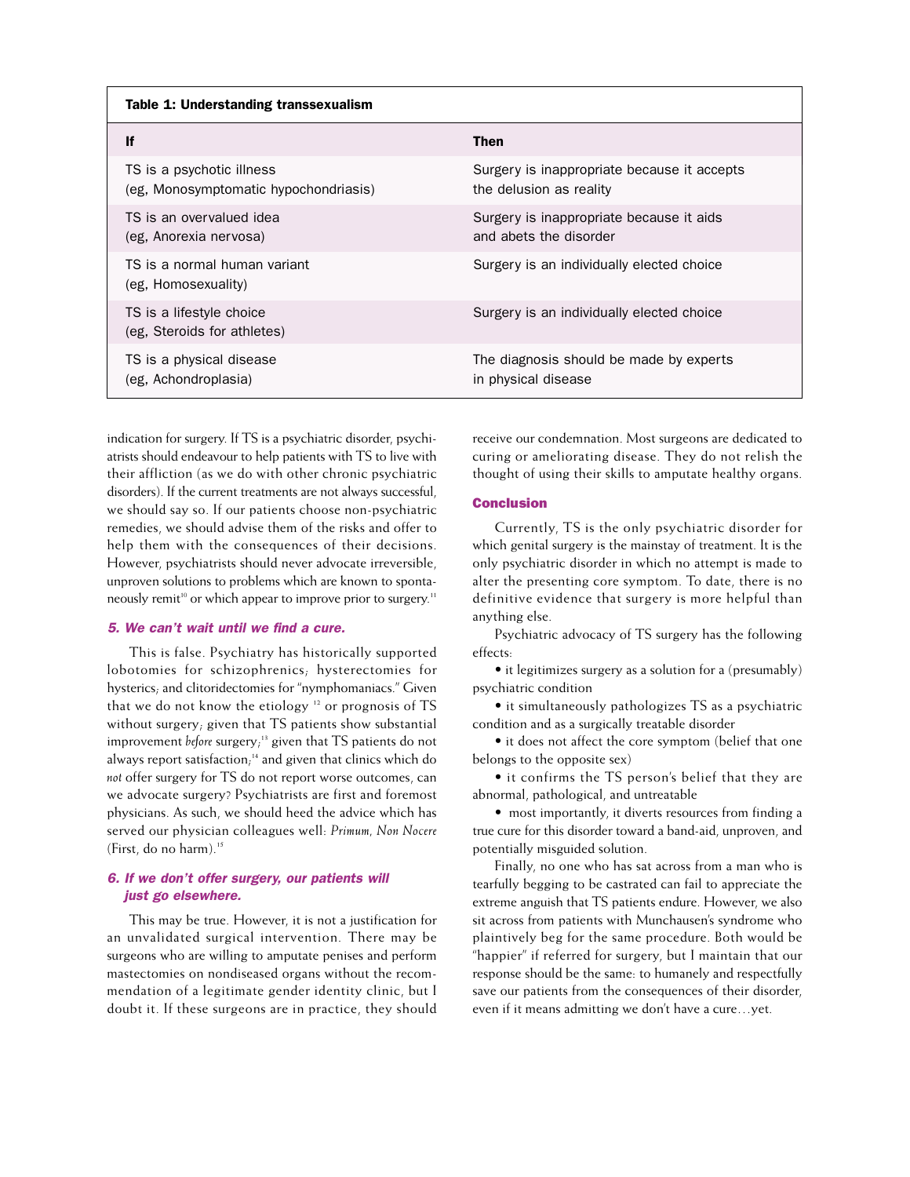**Table 1: Understanding transsexualism**

| If | Then |
|---|---|
| TS is a psychotic illness (eg, Monosymptomatic hypochondriasis) | Surgery is inappropriate because it accepts the delusion as reality |
| TS is an overvalued idea (eg, Anorexia nervosa) | Surgery is inappropriate because it aids and abets the disorder |
| TS is a normal human variant (eg, Homosexuality) | Surgery is an individually elected choice |
| TS is a lifestyle choice (eg, Steroids for athletes) | Surgery is an individually elected choice |
| TS is a physical disease (eg, Achondroplasia) | The diagnosis should be made by experts in physical disease |

indication for surgery. If TS is a psychiatric disorder, psychiatrists should endeavour to help patients with TS to live with their affliction (as we do with other chronic psychiatric disorders). If the current treatments are not always successful, we should say so. If our patients choose non-psychiatric remedies, we should advise them of the risks and offer to help them with the consequences of their decisions. However, psychiatrists should never advocate irreversible, unproven solutions to problems which are known to spontaneously remit[10] or which appear to improve prior to surgery.[11]

### *5. We can't wait until we find a cure.*

This is false. Psychiatry has historically supported lobotomies for schizophrenics; hysterectomies for hysterics; and clitoridectomies for "nymphomaniacs." Given that we do not know the etiology [12] or prognosis of TS without surgery; given that TS patients show substantial improvement *before* surgery;[13] given that TS patients do not always report satisfaction;[14] and given that clinics which do *not* offer surgery for TS do not report worse outcomes, can we advocate surgery? Psychiatrists are first and foremost physicians. As such, we should heed the advice which has served our physician colleagues well: *Primum, Non Nocere* (First, do no harm).[15]

### *6. If we don't offer surgery, our patients will just go elsewhere.*

This may be true. However, it is not a justification for an unvalidated surgical intervention. There may be surgeons who are willing to amputate penises and perform mastectomies on nondiseased organs without the recommendation of a legitimate gender identity clinic, but I doubt it. If these surgeons are in practice, they should receive our condemnation. Most surgeons are dedicated to curing or ameliorating disease. They do not relish the thought of using their skills to amputate healthy organs.

## Conclusion

Currently, TS is the only psychiatric disorder for which genital surgery is the mainstay of treatment. It is the only psychiatric disorder in which no attempt is made to alter the presenting core symptom. To date, there is no definitive evidence that surgery is more helpful than anything else.

Psychiatric advocacy of TS surgery has the following effects:

- it legitimizes surgery as a solution for a (presumably) psychiatric condition
- it simultaneously pathologizes TS as a psychiatric condition and as a surgically treatable disorder
- it does not affect the core symptom (belief that one belongs to the opposite sex)
- it confirms the TS person's belief that they are abnormal, pathological, and untreatable
- most importantly, it diverts resources from finding a true cure for this disorder toward a band-aid, unproven, and potentially misguided solution.

Finally, no one who has sat across from a man who is tearfully begging to be castrated can fail to appreciate the extreme anguish that TS patients endure. However, we also sit across from patients with Munchausen's syndrome who plaintively beg for the same procedure. Both would be "happier" if referred for surgery, but I maintain that our response should be the same: to humanely and respectfully save our patients from the consequences of their disorder, even if it means admitting we don't have a cure…yet.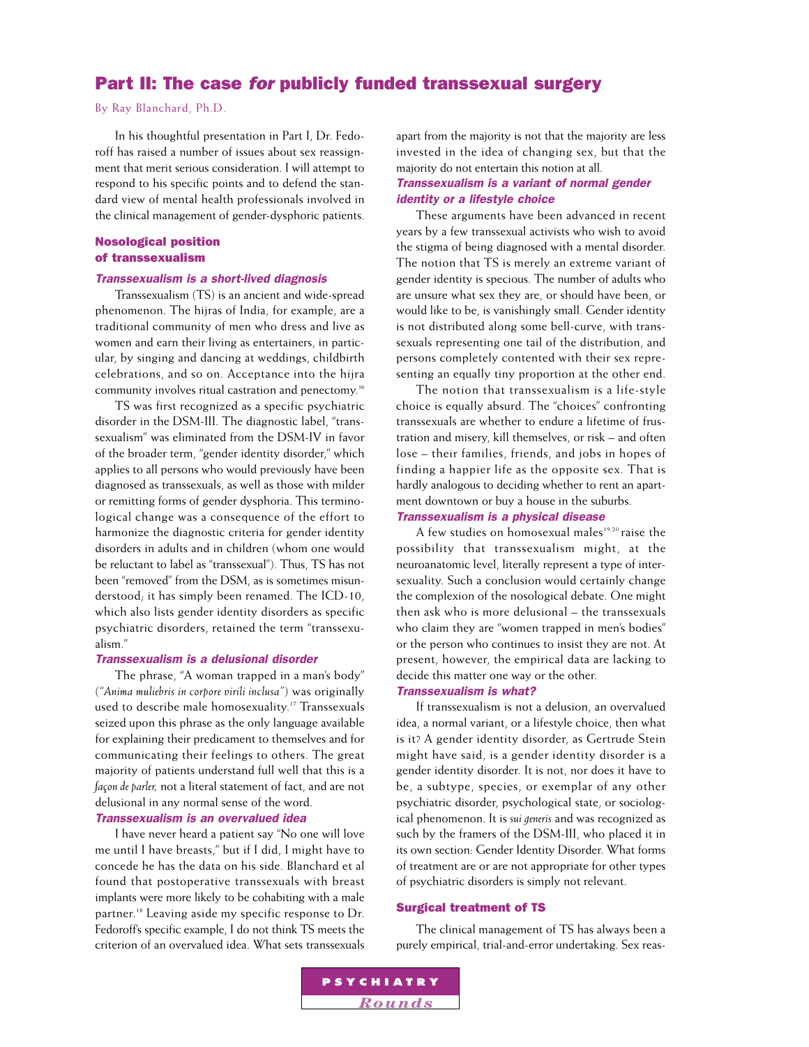## Part II: The case *for* publicly funded transsexual surgery

By Ray Blanchard, Ph.D.

In his thoughtful presentation in Part I, Dr. Fedoroff has raised a number of issues about sex reassignment that merit serious consideration. I will attempt to respond to his specific points and to defend the standard view of mental health professionals involved in the clinical management of gender-dysphoric patients.

### Nosological position of transsexualism

#### *Transsexualism is a short-lived diagnosis*

Transsexualism (TS) is an ancient and wide-spread phenomenon. The hijras of India, for example, are a traditional community of men who dress and live as women and earn their living as entertainers, in particular, by singing and dancing at weddings, childbirth celebrations, and so on. Acceptance into the hijra community involves ritual castration and penectomy.[16]

TS was first recognized as a specific psychiatric disorder in the DSM-III. The diagnostic label, "transsexualism" was eliminated from the DSM-IV in favor of the broader term, "gender identity disorder," which applies to all persons who would previously have been diagnosed as transsexuals, as well as those with milder or remitting forms of gender dysphoria. This terminological change was a consequence of the effort to harmonize the diagnostic criteria for gender identity disorders in adults and in children (whom one would be reluctant to label as "transsexual"). Thus, TS has not been "removed" from the DSM, as is sometimes misunderstood; it has simply been renamed. The ICD-10, which also lists gender identity disorders as specific psychiatric disorders, retained the term "transsexualism."

#### *Transsexualism is a delusional disorder*

The phrase, "A woman trapped in a man's body" (*"Anima muliebris in corpore virili inclusa"*) was originally used to describe male homosexuality.[17] Transsexuals seized upon this phrase as the only language available for explaining their predicament to themselves and for communicating their feelings to others. The great majority of patients understand full well that this is a *façon de parler,* not a literal statement of fact, and are not delusional in any normal sense of the word.

#### *Transsexualism is an overvalued idea*

I have never heard a patient say "No one will love me until I have breasts," but if I did, I might have to concede he has the data on his side. Blanchard et al found that postoperative transsexuals with breast implants were more likely to be cohabiting with a male partner.[18] Leaving aside my specific response to Dr. Fedoroff's specific example, I do not think TS meets the criterion of an overvalued idea. What sets transsexuals apart from the majority is not that the majority are less invested in the idea of changing sex, but that the majority do not entertain this notion at all.

#### *Transsexualism is a variant of normal gender identity or a lifestyle choice*

These arguments have been advanced in recent years by a few transsexual activists who wish to avoid the stigma of being diagnosed with a mental disorder. The notion that TS is merely an extreme variant of gender identity is specious. The number of adults who are unsure what sex they are, or should have been, or would like to be, is vanishingly small. Gender identity is not distributed along some bell-curve, with transsexuals representing one tail of the distribution, and persons completely contented with their sex representing an equally tiny proportion at the other end.

The notion that transsexualism is a life-style choice is equally absurd. The "choices" confronting transsexuals are whether to endure a lifetime of frustration and misery, kill themselves, or risk – and often lose – their families, friends, and jobs in hopes of finding a happier life as the opposite sex. That is hardly analogous to deciding whether to rent an apartment downtown or buy a house in the suburbs.

#### *Transsexualism is a physical disease*

A few studies on homosexual males[19,20] raise the possibility that transsexualism might, at the neuroanatomic level, literally represent a type of intersexuality. Such a conclusion would certainly change the complexion of the nosological debate. One might then ask who is more delusional – the transsexuals who claim they are "women trapped in men's bodies" or the person who continues to insist they are not. At present, however, the empirical data are lacking to decide this matter one way or the other.

#### *Transsexualism is what?*

If transsexualism is not a delusion, an overvalued idea, a normal variant, or a lifestyle choice, then what is it? A gender identity disorder, as Gertrude Stein might have said, is a gender identity disorder is a gender identity disorder. It is not, nor does it have to be, a subtype, species, or exemplar of any other psychiatric disorder, psychological state, or sociological phenomenon. It is *sui generis* and was recognized as such by the framers of the DSM-III, who placed it in its own section: Gender Identity Disorder. What forms of treatment are or are not appropriate for other types of psychiatric disorders is simply not relevant.

### Surgical treatment of TS

The clinical management of TS has always been a purely empirical, trial-and-error undertaking. Sex reas-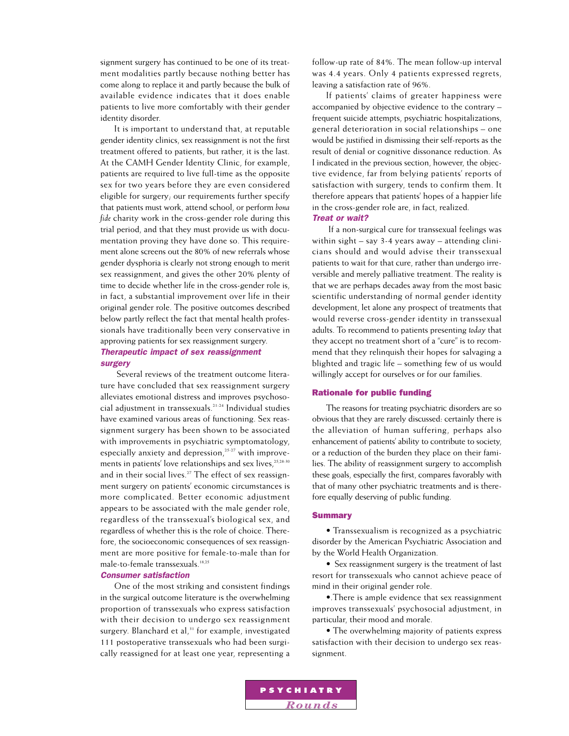signment surgery has continued to be one of its treatment modalities partly because nothing better has come along to replace it and partly because the bulk of available evidence indicates that it does enable patients to live more comfortably with their gender identity disorder.

It is important to understand that, at reputable gender identity clinics, sex reassignment is not the first treatment offered to patients, but rather, it is the last. At the CAMH Gender Identity Clinic, for example, patients are required to live full-time as the opposite sex for two years before they are even considered eligible for surgery; our requirements further specify that patients must work, attend school, or perform *bona fide* charity work in the cross-gender role during this trial period, and that they must provide us with documentation proving they have done so. This requirement alone screens out the 80% of new referrals whose gender dysphoria is clearly not strong enough to merit sex reassignment, and gives the other 20% plenty of time to decide whether life in the cross-gender role is, in fact, a substantial improvement over life in their original gender role. The positive outcomes described below partly reflect the fact that mental health professionals have traditionally been very conservative in approving patients for sex reassignment surgery.

### Therapeutic impact of sex reassignment surgery

Several reviews of the treatment outcome literature have concluded that sex reassignment surgery alleviates emotional distress and improves psychosocial adjustment in transsexuals.[21-24] Individual studies have examined various areas of functioning. Sex reassignment surgery has been shown to be associated with improvements in psychiatric symptomatology, especially anxiety and depression,[25-27] with improvements in patients' love relationships and sex lives,[25,28-30] and in their social lives.[27] The effect of sex reassignment surgery on patients' economic circumstances is more complicated. Better economic adjustment appears to be associated with the male gender role, regardless of the transsexual's biological sex, and regardless of whether this is the role of choice. Therefore, the socioeconomic consequences of sex reassignment are more positive for female-to-male than for male-to-female transsexuals.[18,25]

### Consumer satisfaction

One of the most striking and consistent findings in the surgical outcome literature is the overwhelming proportion of transsexuals who express satisfaction with their decision to undergo sex reassignment surgery. Blanchard et al,[31] for example, investigated 111 postoperative transsexuals who had been surgically reassigned for at least one year, representing a follow-up rate of 84%. The mean follow-up interval was 4.4 years. Only 4 patients expressed regrets, leaving a satisfaction rate of 96%.

If patients' claims of greater happiness were accompanied by objective evidence to the contrary – frequent suicide attempts, psychiatric hospitalizations, general deterioration in social relationships – one would be justified in dismissing their self-reports as the result of denial or cognitive dissonance reduction. As I indicated in the previous section, however, the objective evidence, far from belying patients' reports of satisfaction with surgery, tends to confirm them. It therefore appears that patients' hopes of a happier life in the cross-gender role are, in fact, realized.

### Treat or wait?

If a non-surgical cure for transsexual feelings was within sight – say 3-4 years away – attending clinicians should and would advise their transsexual patients to wait for that cure, rather than undergo irreversible and merely palliative treatment. The reality is that we are perhaps decades away from the most basic scientific understanding of normal gender identity development, let alone any prospect of treatments that would reverse cross-gender identity in transsexual adults. To recommend to patients presenting *today* that they accept no treatment short of a "cure" is to recommend that they relinquish their hopes for salvaging a blighted and tragic life – something few of us would willingly accept for ourselves or for our families.

## Rationale for public funding

The reasons for treating psychiatric disorders are so obvious that they are rarely discussed: certainly there is the alleviation of human suffering, perhaps also enhancement of patients' ability to contribute to society, or a reduction of the burden they place on their families. The ability of reassignment surgery to accomplish these goals, especially the first, compares favorably with that of many other psychiatric treatments and is therefore equally deserving of public funding.

## Summary

- Transsexualism is recognized as a psychiatric disorder by the American Psychiatric Association and by the World Health Organization.
- Sex reassignment surgery is the treatment of last resort for transsexuals who cannot achieve peace of mind in their original gender role.
- There is ample evidence that sex reassignment improves transsexuals' psychosocial adjustment, in particular, their mood and morale.
- The overwhelming majority of patients express satisfaction with their decision to undergo sex reassignment.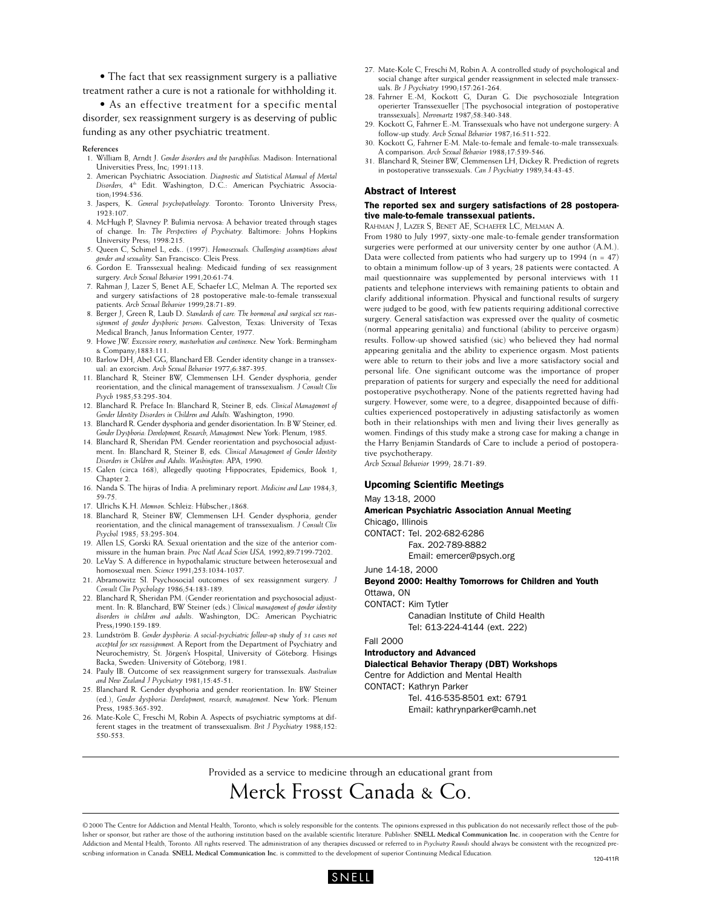• The fact that sex reassignment surgery is a palliative treatment rather a cure is not a rationale for withholding it.

• As an effective treatment for a specific mental disorder, sex reassignment surgery is as deserving of public funding as any other psychiatric treatment.

**References**

1. William B, Arndt J. *Gender disorders and the paraphilias.* Madison: International Universities Press, Inc; 1991:113.
2. American Psychiatric Association. *Diagnostic and Statistical Manual of Mental Disorders,* 4th Edit. Washington, D.C.: American Psychiatric Association;1994:536.
3. Jaspers, K. *General psychopathology.* Toronto: Toronto University Press; 1923:107.
4. McHugh P, Slavney P. Bulimia nervosa: A behavior treated through stages of change. In: *The Perspectives of Psychiatry.* Baltimore: Johns Hopkins University Press; 1998:215.
5. Queen C, Schimel L, eds.. (1997). *Homosexuals. Challenging assumptions about gender and sexuality.* San Francisco: Cleis Press.
6. Gordon E. Transsexual healing: Medicaid funding of sex reassignment surgery. *Arch Sexual Behavior* 1991;20:61-74.
7. Rahman J, Lazer S, Benet A.E, Schaefer LC, Melman A. The reported sex and surgery satisfactions of 28 postoperative male-to-female transsexual patients. *Arch Sexual Behavior* 1999;28:71-89.
8. Berger J, Green R, Laub D. *Standards of care: The hormonal and surgical sex reassignment of gender dysphoric persons.* Galveston, Texas: University of Texas Medical Branch, Janus Information Center, 1977.
9. Howe JW. *Excessive venery, masturbation and continence.* New York: Bermingham & Company;1883:111.
10. Barlow DH, Abel GG, Blanchard EB. Gender identity change in a transsexual: an exorcism. *Arch Sexual Behavior* 1977;6:387-395.
11. Blanchard R, Steiner BW, Clemmensen LH. Gender dysphoria, gender reorientation, and the clinical management of transsexualism. *J Consult Clin Psych* 1985;53:295-304.
12. Blanchard R. Preface In: Blanchard R, Steiner B, eds. *Clinical Management of Gender Identity Disorders in Children and Adults.* Washington, 1990.
13. Blanchard R. Gender dysphoria and gender disorientation. In: B W Steiner, ed. *Gender Dysphoria: Development, Research, Management.* New York: Plenum, 1985.
14. Blanchard R, Sheridan PM. Gender reorientation and psychosocial adjustment. In: Blanchard R, Steiner B, eds. *Clinical Management of Gender Identity Disorders in Children and Adults. Washington:* APA, 1990.
15. Galen (circa 168), allegedly quoting Hippocrates, Epidemics, Book 1, Chapter 2.
16. Nanda S. The hijras of India: A preliminary report. *Medicine and Law* 1984;3, 59-75.
17. Ulrichs K.H. *Memnon.* Schleiz: Hübscher.;1868.
18. Blanchard R, Steiner BW, Clemmensen LH. Gender dysphoria, gender reorientation, and the clinical management of transsexualism. *J Consult Clin Psychol* 1985; 53:295-304.
19. Allen LS, Gorski RA. Sexual orientation and the size of the anterior commissure in the human brain. *Proc Natl Acad Scien USA,* 1992;89:7199-7202.
20. LeVay S. A difference in hypothalamic structure between heterosexual and homosexual men. *Science* 1991;253:1034-1037.
21. Abramowitz SI. Psychosocial outcomes of sex reassignment surgery. *J Consult Clin Psychology* 1986;54:183-189.
22. Blanchard R, Sheridan PM. (Gender reorientation and psychosocial adjustment. In: R. Blanchard, BW Steiner (eds.) *Clinical management of gender identity disorders in children and adults.* Washington, DC: American Psychiatric Press;1990:159-189.
23. Lundström B. *Gender dysphoria: A social-psychiatric follow-up study of 31 cases not accepted for sex reassignment.* A Report from the Department of Psychiatry and Neurochemistry, St. Jörgen's Hospital, University of Göteborg. Hisings Backa, Sweden: University of Göteborg; 1981.
24. Pauly IB. Outcome of sex reassignment surgery for transsexuals. *Australian and New Zealand J Psychiatry* 1981;15:45-51.
25. Blanchard R. Gender dysphoria and gender reorientation. In: BW Steiner (ed.), *Gender dysphoria: Development, research, management.* New York: Plenum Press, 1985:365-392.
26. Mate-Kole C, Freschi M, Robin A. Aspects of psychiatric symptoms at different stages in the treatment of transsexualism. *Brit J Psychiatry* 1988;152: 550-553.
27. Mate-Kole C, Freschi M, Robin A. A controlled study of psychological and social change after surgical gender reassignment in selected male transsexuals. *Br J Psychiatry* 1990;157:261-264.
28. Fahrner E.-M, Kockott G, Duran G. Die psychosoziale Integration operierter Transsexueller [The psychosocial integration of postoperative transsexuals]. *Nervenartz* 1987;58:340-348.
29. Kockott G, Fahrner E.-M. Transsexuals who have not undergone surgery: A follow-up study. *Arch Sexual Behavior* 1987;16:511-522.
30. Kockott G, Fahrner E-M. Male-to-female and female-to-male transsexuals: A comparison. *Arch Sexual Behavior* 1988;17:539-546.
31. Blanchard R, Steiner BW, Clemmensen LH, Dickey R. Prediction of regrets in postoperative transsexuals. *Can J Psychiatry* 1989;34:43-45.

## Abstract of Interest

**The reported sex and surgery satisfactions of 28 postoperative male-to-female transsexual patients.**

Rahman J, Lazer S, Benet AE, Schaefer LC, Melman A.

From 1980 to July 1997, sixty-one male-to-female gender transformation surgeries were performed at our university center by one author (A.M.). Data were collected from patients who had surgery up to 1994 (n = 47) to obtain a minimum follow-up of 3 years; 28 patients were contacted. A mail questionnaire was supplemented by personal interviews with 11 patients and telephone interviews with remaining patients to obtain and clarify additional information. Physical and functional results of surgery were judged to be good, with few patients requiring additional corrective surgery. General satisfaction was expressed over the quality of cosmetic (normal appearing genitalia) and functional (ability to perceive orgasm) results. Follow-up showed satisfied (sic) who believed they had normal appearing genitalia and the ability to experience orgasm. Most patients were able to return to their jobs and live a more satisfactory social and personal life. One significant outcome was the importance of proper preparation of patients for surgery and especially the need for additional postoperative psychotherapy. None of the patients regretted having had surgery. However, some were, to a degree, disappointed because of difficulties experienced postoperatively in adjusting satisfactorily as women both in their relationships with men and living their lives generally as women. Findings of this study make a strong case for making a change in the Harry Benjamin Standards of Care to include a period of postoperative psychotherapy.

*Arch Sexual Behavior* 1999; 28:71-89.

## Upcoming Scientific Meetings

May 13-18, 2000
**American Psychiatric Association Annual Meeting**
Chicago, Illinois
CONTACT: Tel. 202-682-6286
Fax. 202-789-8882
Email: emercer@psych.org

June 14-18, 2000
**Beyond 2000: Healthy Tomorrows for Children and Youth**
Ottawa, ON
CONTACT: Kim Tytler
Canadian Institute of Child Health
Tel: 613-224-4144 (ext. 222)

Fall 2000
**Introductory and Advanced Dialectical Behavior Therapy (DBT) Workshops**
Centre for Addiction and Mental Health
CONTACT: Kathryn Parker
Tel. 416-535-8501 ext: 6791
Email: kathrynparker@camh.net

Provided as a service to medicine through an educational grant from

Merck Frosst Canada & Co.

© 2000 The Centre for Addiction and Mental Health, Toronto, which is solely responsible for the contents. The opinions expressed in this publication do not necessarily reflect those of the publisher or sponsor, but rather are those of the authoring institution based on the available scientific literature. Publisher: **SNELL Medical Communication Inc.** in cooperation with the Centre for Addiction and Mental Health, Toronto. All rights reserved. The administration of any therapies discussed or referred to in *Psychiatry Rounds* should always be consistent with the recognized prescribing information in Canada. **SNELL Medical Communication Inc.** is committed to the development of superior Continuing Medical Education.

120-411R

SNELL